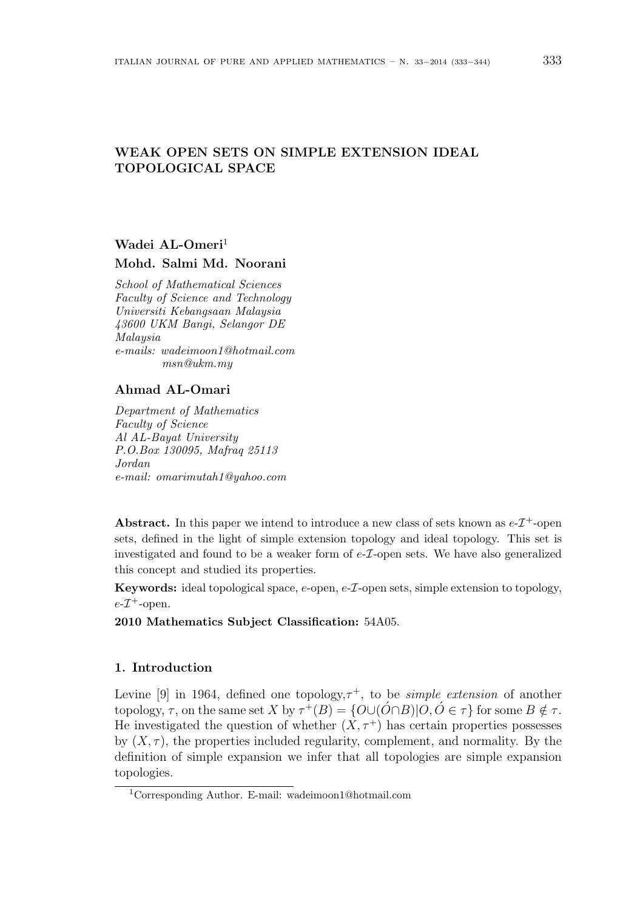# WEAK OPEN SETS ON SIMPLE EXTENSION IDEAL TOPOLOGICAL SPACE

**Wadei AL-Omeri**[1]

**Mohd. Salmi Md. Noorani**

*School of Mathematical Sciences*
*Faculty of Science and Technology*
*Universiti Kebangsaan Malaysia*
*43600 UKM Bangi, Selangor DE*
*Malaysia*
*e-mails: wadeimoon1@hotmail.com*
*msn@ukm.my*

**Ahmad AL-Omari**

*Department of Mathematics*
*Faculty of Science*
*Al AL-Bayat University*
*P.O.Box 130095, Mafraq 25113*
*Jordan*
*e-mail: omarimutah1@yahoo.com*

**Abstract.** In this paper we intend to introduce a new class of sets known as $e$-$\mathcal{I}^+$-open sets, defined in the light of simple extension topology and ideal topology. This set is investigated and found to be a weaker form of $e$-$\mathcal{I}$-open sets. We have also generalized this concept and studied its properties.

**Keywords:** ideal topological space, $e$-open, $e$-$\mathcal{I}$-open sets, simple extension to topology, $e$-$\mathcal{I}^+$-open.

**2010 Mathematics Subject Classification:** 54A05.

## 1. Introduction

Levine [9] in 1964, defined one topology,$\tau^+$, to be *simple extension* of another topology, $\tau$, on the same set $X$ by $\tau^+(B) = \{O \cup (\acute{O} \cap B) | O, \acute{O} \in \tau\}$ for some $B \notin \tau$. He investigated the question of whether $(X, \tau^+)$ has certain properties possesses by $(X, \tau)$, the properties included regularity, complement, and normality. By the definition of simple expansion we infer that all topologies are simple expansion topologies.

[1]Corresponding Author. E-mail: wadeimoon1@hotmail.com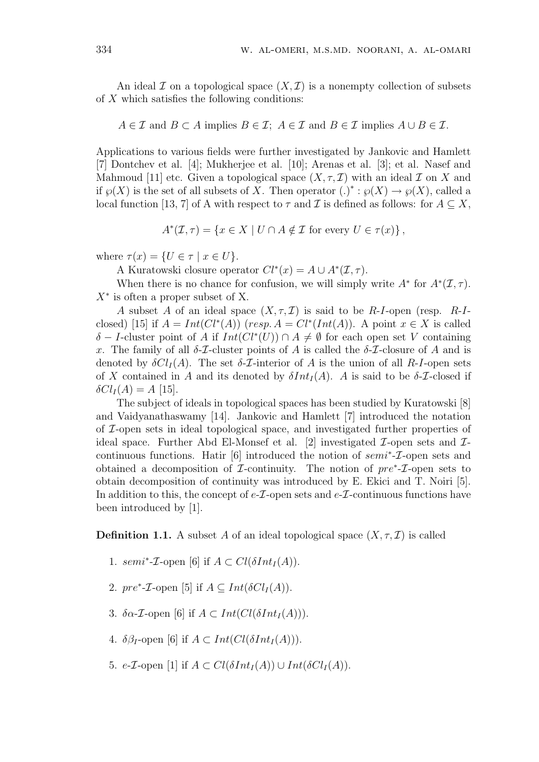An ideal $\mathcal{I}$ on a topological space $(X, \mathcal{I})$ is a nonempty collection of subsets of $X$ which satisfies the following conditions:

$A \in \mathcal{I}$ and $B \subset A$ implies $B \in \mathcal{I}$; $A \in \mathcal{I}$ and $B \in \mathcal{I}$ implies $A \cup B \in \mathcal{I}$.

Applications to various fields were further investigated by Jankovic and Hamlett [7] Dontchev et al. [4]; Mukherjee et al. [10]; Arenas et al. [3]; et al. Nasef and Mahmoud [11] etc. Given a topological space $(X, \tau, \mathcal{I})$ with an ideal $\mathcal{I}$ on $X$ and if $\wp(X)$ is the set of all subsets of $X$. Then operator $(.)^* : \wp(X) \to \wp(X)$, called a local function [13, 7] of A with respect to $\tau$ and $\mathcal{I}$ is defined as follows: for $A \subseteq X$,

$$A^*(\mathcal{I}, \tau) = \{x \in X \mid U \cap A \notin \mathcal{I} \text{ for every } U \in \tau(x)\},$$

where $\tau(x) = \{U \in \tau \mid x \in U\}$.

A Kuratowski closure operator $Cl^*(x) = A \cup A^*(\mathcal{I}, \tau)$.

When there is no chance for confusion, we will simply write $A^*$ for $A^*(\mathcal{I}, \tau)$. $X^*$ is often a proper subset of X.

A subset $A$ of an ideal space $(X, \tau, \mathcal{I})$ is said to be *R-I*-open (resp. *R-I*-closed) [15] if $A = Int(Cl^*(A))$ $(resp.\, A = Cl^*(Int(A))$. A point $x \in X$ is called $\delta - I$-cluster point of $A$ if $Int(Cl^*(U)) \cap A \neq \emptyset$ for each open set $V$ containing $x$. The family of all $\delta$-$\mathcal{I}$-cluster points of $A$ is called the $\delta$-$\mathcal{I}$-closure of $A$ and is denoted by $\delta Cl_I(A)$. The set $\delta$-$\mathcal{I}$-interior of $A$ is the union of all *R-I*-open sets of $X$ contained in $A$ and its denoted by $\delta Int_I(A)$. $A$ is said to be $\delta$-$\mathcal{I}$-closed if $\delta Cl_I(A) = A$ [15].

The subject of ideals in topological spaces has been studied by Kuratowski [8] and Vaidyanathaswamy [14]. Jankovic and Hamlett [7] introduced the notation of $\mathcal{I}$-open sets in ideal topological space, and investigated further properties of ideal space. Further Abd El-Monsef et al. [2] investigated $\mathcal{I}$-open sets and $\mathcal{I}$-continuous functions. Hatir [6] introduced the notion of $semi^*$-$\mathcal{I}$-open sets and obtained a decomposition of $\mathcal{I}$-continuity. The notion of $pre^*$-$\mathcal{I}$-open sets to obtain decomposition of continuity was introduced by E. Ekici and T. Noiri [5]. In addition to this, the concept of $e$-$\mathcal{I}$-open sets and $e$-$\mathcal{I}$-continuous functions have been introduced by [1].

**Definition 1.1.** A subset $A$ of an ideal topological space $(X, \tau, \mathcal{I})$ is called

1. $semi^*$-$\mathcal{I}$-open [6] if $A \subset Cl(\delta Int_I(A))$.
2. $pre^*$-$\mathcal{I}$-open [5] if $A \subseteq Int(\delta Cl_I(A))$.
3. $\delta\alpha$-$\mathcal{I}$-open [6] if $A \subset Int(Cl(\delta Int_I(A)))$.
4. $\delta\beta_I$-open [6] if $A \subset Int(Cl(\delta Int_I(A)))$.
5. $e$-$\mathcal{I}$-open [1] if $A \subset Cl(\delta Int_I(A)) \cup Int(\delta Cl_I(A))$.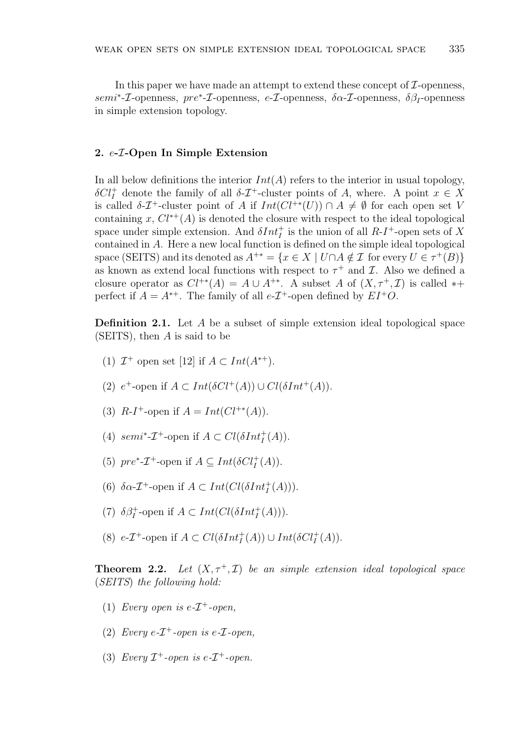In this paper we have made an attempt to extend these concept of $\mathcal{I}$-openness, $semi^*$-$\mathcal{I}$-openness, $pre^*$-$\mathcal{I}$-openness, $e$-$\mathcal{I}$-openness, $\delta\alpha$-$\mathcal{I}$-openness, $\delta\beta_I$-openness in simple extension topology.

## 2. $e$-$\mathcal{I}$-Open In Simple Extension

In all below definitions the interior $Int(A)$ refers to the interior in usual topology, $\delta Cl_I^+$ denote the family of all $\delta$-$\mathcal{I}^+$-cluster points of $A$, where. A point $x \in X$ is called $\delta$-$\mathcal{I}^+$-cluster point of $A$ if $Int(Cl^{+*}(U)) \cap A \neq \emptyset$ for each open set $V$ containing $x$, $Cl^{*+}(A)$ is denoted the closure with respect to the ideal topological space under simple extension. And $\delta Int_I^+$ is the union of all $R$-$I^+$-open sets of $X$ contained in $A$. Here a new local function is defined on the simple ideal topological space (SEITS) and its denoted as $A^{+*} = \{x \in X \mid U \cap A \notin \mathcal{I} \text{ for every } U \in \tau^+(B)\}$ as known as extend local functions with respect to $\tau^+$ and $\mathcal{I}$. Also we defined a closure operator as $Cl^{+*}(A) = A \cup A^{+*}$. A subset $A$ of $(X, \tau^+, \mathcal{I})$ is called $*+$ perfect if $A = A^{*+}$. The family of all $e$-$\mathcal{I}^+$-open defined by $EI^+O$.

**Definition 2.1.** Let $A$ be a subset of simple extension ideal topological space (SEITS), then $A$ is said to be

(1) $\mathcal{I}^+$ open set [12] if $A \subset Int(A^{*+})$.

(2) $e^+$-open if $A \subset Int(\delta Cl^+(A)) \cup Cl(\delta Int^+(A))$.

(3) $R$-$I^+$-open if $A = Int(Cl^{+*}(A))$.

(4) $semi^*$-$\mathcal{I}^+$-open if $A \subset Cl(\delta Int_I^+(A))$.

(5) $pre^*$-$\mathcal{I}^+$-open if $A \subseteq Int(\delta Cl_I^+(A))$.

(6) $\delta\alpha$-$\mathcal{I}^+$-open if $A \subset Int(Cl(\delta Int_I^+(A)))$.

(7) $\delta\beta_I^+$-open if $A \subset Int(Cl(\delta Int_I^+(A)))$.

(8) $e$-$\mathcal{I}^+$-open if $A \subset Cl(\delta Int_I^+(A)) \cup Int(\delta Cl_I^+(A))$.

**Theorem 2.2.** *Let $(X, \tau^+, \mathcal{I})$ be an simple extension ideal topological space (SEITS) the following hold:*

(1) *Every open is $e$-$\mathcal{I}^+$-open,*

(2) *Every $e$-$\mathcal{I}^+$-open is $e$-$\mathcal{I}$-open,*

(3) *Every $\mathcal{I}^+$-open is $e$-$\mathcal{I}^+$-open.*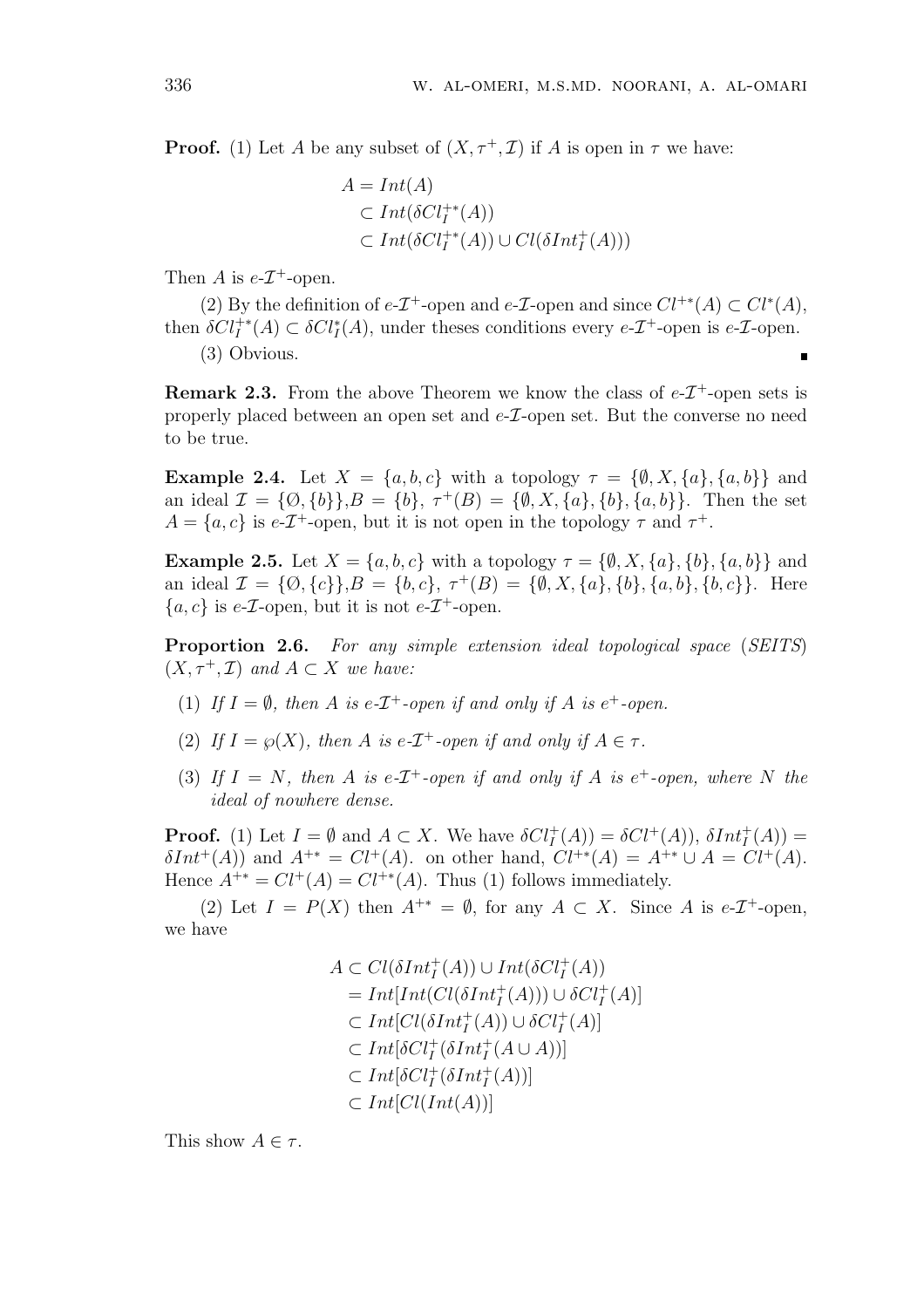**Proof.** (1) Let $A$ be any subset of $(X, \tau^+, \mathcal{I})$ if $A$ is open in $\tau$ we have:

$$
\begin{aligned}
A &= Int(A) \\
&\subset Int(\delta Cl_I^{+*}(A)) \\
&\subset Int(\delta Cl_I^{+*}(A)) \cup Cl(\delta Int_I^+(A)))
\end{aligned}
$$

Then $A$ is $e$-$\mathcal{I}^+$-open.

(2) By the definition of $e$-$\mathcal{I}^+$-open and $e$-$\mathcal{I}$-open and since $Cl^{+*}(A) \subset Cl^*(A)$, then $\delta Cl_I^{+*}(A) \subset \delta Cl_I^*(A)$, under theses conditions every $e$-$\mathcal{I}^+$-open is $e$-$\mathcal{I}$-open.

(3) Obvious. ∎

**Remark 2.3.** From the above Theorem we know the class of $e$-$\mathcal{I}^+$-open sets is properly placed between an open set and $e$-$\mathcal{I}$-open set. But the converse no need to be true.

**Example 2.4.** Let $X = \{a, b, c\}$ with a topology $\tau = \{\emptyset, X, \{a\}, \{a, b\}\}$ and an ideal $\mathcal{I} = \{\emptyset, \{b\}\}$,$B = \{b\}$, $\tau^+(B) = \{\emptyset, X, \{a\}, \{b\}, \{a, b\}\}$. Then the set $A = \{a, c\}$ is $e$-$\mathcal{I}^+$-open, but it is not open in the topology $\tau$ and $\tau^+$.

**Example 2.5.** Let $X = \{a, b, c\}$ with a topology $\tau = \{\emptyset, X, \{a\}, \{b\}, \{a, b\}\}$ and an ideal $\mathcal{I} = \{\emptyset, \{c\}\}$,$B = \{b, c\}$, $\tau^+(B) = \{\emptyset, X, \{a\}, \{b\}, \{a, b\}, \{b, c\}\}$. Here $\{a, c\}$ is $e$-$\mathcal{I}$-open, but it is not $e$-$\mathcal{I}^+$-open.

**Proportion 2.6.** *For any simple extension ideal topological space (SEITS) $(X, \tau^+, \mathcal{I})$ and $A \subset X$ we have:*

1. *If $I = \emptyset$, then $A$ is $e$-$\mathcal{I}^+$-open if and only if $A$ is $e^+$-open.*
2. *If $I = \wp(X)$, then $A$ is $e$-$\mathcal{I}^+$-open if and only if $A \in \tau$.*
3. *If $I = N$, then $A$ is $e$-$\mathcal{I}^+$-open if and only if $A$ is $e^+$-open, where $N$ the ideal of nowhere dense.*

**Proof.** (1) Let $I = \emptyset$ and $A \subset X$. We have $\delta Cl_I^+(A)) = \delta Cl^+(A))$, $\delta Int_I^+(A)) = \delta Int^+(A))$ and $A^{+*} = Cl^+(A)$. on other hand, $Cl^{+*}(A) = A^{+*} \cup A = Cl^+(A)$. Hence $A^{+*} = Cl^+(A) = Cl^{+*}(A)$. Thus (1) follows immediately.

(2) Let $I = P(X)$ then $A^{+*} = \emptyset$, for any $A \subset X$. Since $A$ is $e$-$\mathcal{I}^+$-open, we have

$$
\begin{aligned}
A &\subset Cl(\delta Int_I^+(A)) \cup Int(\delta Cl_I^+(A)) \\
&= Int[Int(Cl(\delta Int_I^+(A))) \cup \delta Cl_I^+(A)] \\
&\subset Int[Cl(\delta Int_I^+(A)) \cup \delta Cl_I^+(A)] \\
&\subset Int[\delta Cl_I^+(\delta Int_I^+(A \cup A))] \\
&\subset Int[\delta Cl_I^+(\delta Int_I^+(A))] \\
&\subset Int[Cl(Int(A))]
\end{aligned}
$$

This show $A \in \tau$.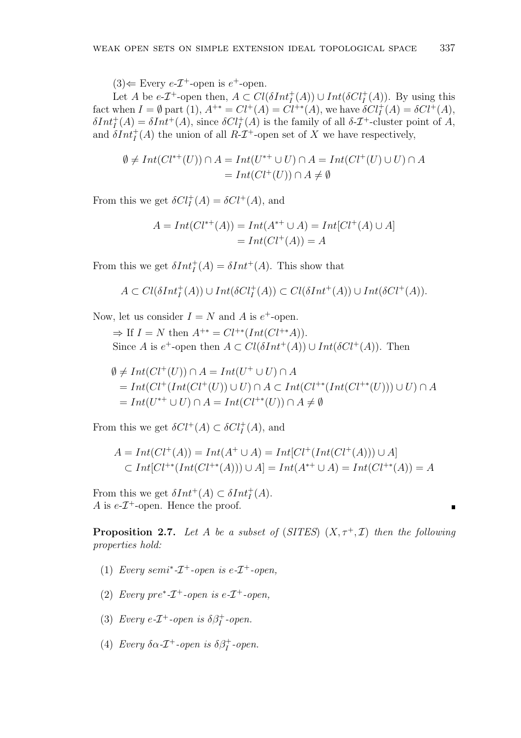(3)⇐ Every $e$-$\mathcal{I}^+$-open is $e^+$-open.

Let $A$ be $e$-$\mathcal{I}^+$-open then, $A \subset Cl(\delta Int_I^+(A)) \cup Int(\delta Cl_I^+(A))$. By using this fact when $I = \emptyset$ part (1), $A^{+*} = Cl^+(A) = Cl^{+*}(A)$, we have $\delta Cl_I^+(A) = \delta Cl^+(A)$, $\delta Int_I^+(A) = \delta Int^+(A)$, since $\delta Cl_I^+(A)$ is the family of all $\delta$-$\mathcal{I}^+$-cluster point of $A$, and $\delta Int_I^+(A)$ the union of all $R$-$\mathcal{I}^+$-open set of $X$ we have respectively,

$$\begin{aligned}\emptyset \neq Int(Cl^{*+}(U)) \cap A = Int(U^{*+} \cup U) \cap A = Int(Cl^+(U) \cup U) \cap A \\ = Int(Cl^+(U)) \cap A \neq \emptyset\end{aligned}$$

From this we get $\delta Cl_I^+(A) = \delta Cl^+(A)$, and

$$\begin{aligned}A = Int(Cl^{*+}(A)) = Int(A^{*+} \cup A) = Int[Cl^+(A) \cup A] \\ = Int(Cl^+(A)) = A\end{aligned}$$

From this we get $\delta Int_I^+(A) = \delta Int^+(A)$. This show that

$$A \subset Cl(\delta Int_I^+(A)) \cup Int(\delta Cl_I^+(A)) \subset Cl(\delta Int^+(A)) \cup Int(\delta Cl^+(A)).$$

Now, let us consider $I = N$ and $A$ is $e^+$-open.

⇒ If $I = N$ then $A^{+*} = Cl^{+*}(Int(Cl^{+*}A))$.

Since $A$ is $e^+$-open then $A \subset Cl(\delta Int^+(A)) \cup Int(\delta Cl^+(A))$. Then

$$\begin{aligned}&\emptyset \neq Int(Cl^+(U)) \cap A = Int(U^+ \cup U) \cap A \\ &= Int(Cl^+(Int(Cl^+(U)) \cup U) \cap A \subset Int(Cl^{+*}(Int(Cl^{+*}(U))) \cup U) \cap A \\ &= Int(U^{*+} \cup U) \cap A = Int(Cl^{+*}(U)) \cap A \neq \emptyset\end{aligned}$$

From this we get $\delta Cl^+(A) \subset \delta Cl_I^+(A)$, and

$$\begin{aligned}&A = Int(Cl^+(A)) = Int(A^+ \cup A) = Int[Cl^+(Int(Cl^+(A))) \cup A] \\ &\subset Int[Cl^{+*}(Int(Cl^{+*}(A))) \cup A] = Int(A^{*+} \cup A) = Int(Cl^{+*}(A)) = A\end{aligned}$$

From this we get $\delta Int^+(A) \subset \delta Int_I^+(A)$.
$A$ is $e$-$\mathcal{I}^+$-open. Hence the proof. ∎

**Proposition 2.7.** *Let $A$ be a subset of (SITES) $(X, \tau^+, \mathcal{I})$ then the following properties hold:*

1. *Every semi$^*$-$\mathcal{I}^+$-open is $e$-$\mathcal{I}^+$-open,*
2. *Every pre$^*$-$\mathcal{I}^+$-open is $e$-$\mathcal{I}^+$-open,*
3. *Every $e$-$\mathcal{I}^+$-open is $\delta\beta_I^+$-open.*
4. *Every $\delta\alpha$-$\mathcal{I}^+$-open is $\delta\beta_I^+$-open.*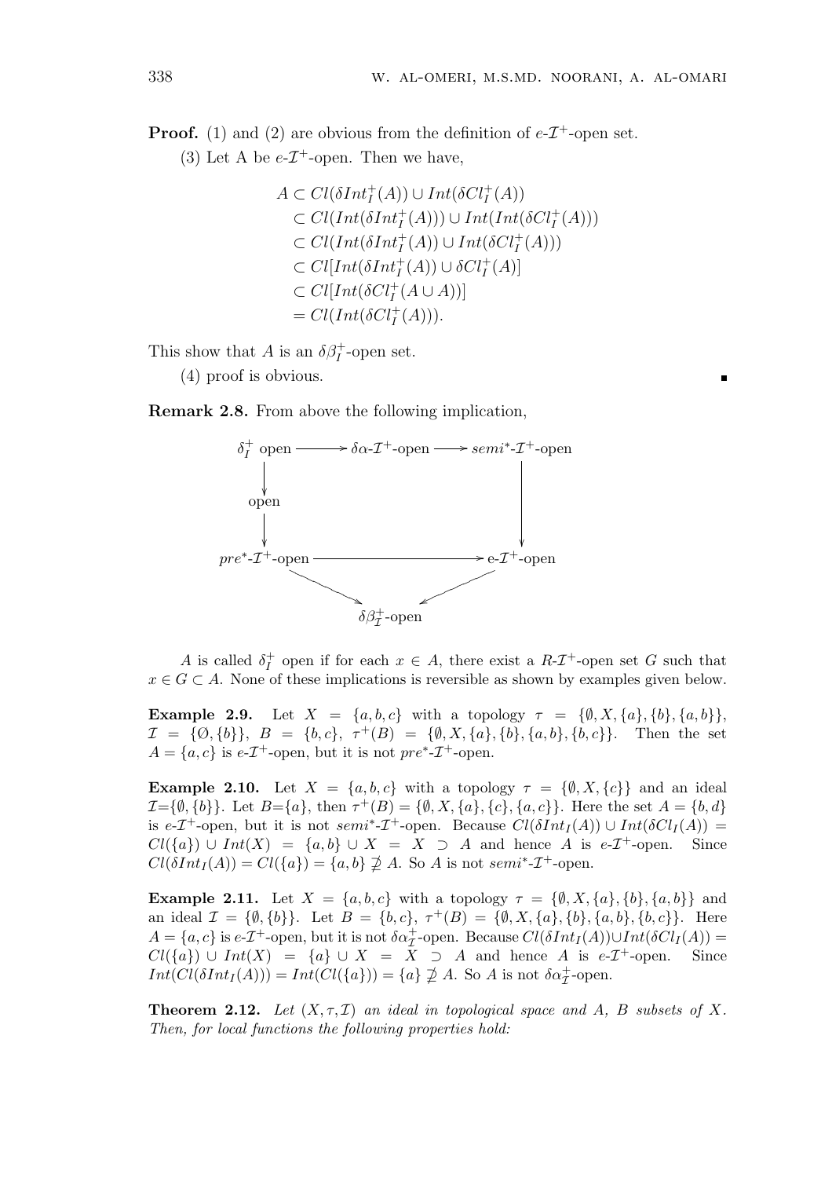**Proof.** (1) and (2) are obvious from the definition of $e$-$\mathcal{I}^+$-open set.

(3) Let A be $e$-$\mathcal{I}^+$-open. Then we have,

$$
\begin{aligned}
A &\subset Cl(\delta Int_I^+(A)) \cup Int(\delta Cl_I^+(A)) \\
&\subset Cl(Int(\delta Int_I^+(A))) \cup Int(Int(\delta Cl_I^+(A))) \\
&\subset Cl(Int(\delta Int_I^+(A)) \cup Int(\delta Cl_I^+(A))) \\
&\subset Cl[Int(\delta Int_I^+(A)) \cup \delta Cl_I^+(A)] \\
&\subset Cl[Int(\delta Cl_I^+(A \cup A))] \\
&= Cl(Int(\delta Cl_I^+(A))).
\end{aligned}
$$

This show that $A$ is an $\delta\beta_I^+$-open set.

(4) proof is obvious. ∎

**Remark 2.8.** From above the following implication,

$$
\begin{array}{ccccc}
\delta_I^+ \text{ open} & \longrightarrow & \delta\alpha\text{-}\mathcal{I}^+\text{-open} & \longrightarrow & semi^*\text{-}\mathcal{I}^+\text{-open} \\
\downarrow & & & & \downarrow \\
\text{open} & & & & \\
\downarrow & & & & \\
pre^*\text{-}\mathcal{I}^+\text{-open} & & \longrightarrow & & \text{e-}\mathcal{I}^+\text{-open} \\
& \searrow & & \swarrow & \\
& & \delta\beta_{\mathcal{I}}^+\text{-open} & &
\end{array}
$$

$A$ is called $\delta_I^+$ open if for each $x \in A$, there exist a $R$-$\mathcal{I}^+$-open set $G$ such that $x \in G \subset A$. None of these implications is reversible as shown by examples given below.

**Example 2.9.** Let $X = \{a, b, c\}$ with a topology $\tau = \{\emptyset, X, \{a\}, \{b\}, \{a, b\}\}$, $\mathcal{I} = \{\emptyset, \{b\}\}$, $B = \{b, c\}$, $\tau^+(B) = \{\emptyset, X, \{a\}, \{b\}, \{a, b\}, \{b, c\}\}$. Then the set $A = \{a, c\}$ is $e$-$\mathcal{I}^+$-open, but it is not $pre^*$-$\mathcal{I}^+$-open.

**Example 2.10.** Let $X = \{a, b, c\}$ with a topology $\tau = \{\emptyset, X, \{c\}\}$ and an ideal $\mathcal{I}=\{\emptyset, \{b\}\}$. Let $B=\{a\}$, then $\tau^+(B) = \{\emptyset, X, \{a\}, \{c\}, \{a, c\}\}$. Here the set $A = \{b, d\}$ is $e$-$\mathcal{I}^+$-open, but it is not $semi^*$-$\mathcal{I}^+$-open. Because $Cl(\delta Int_I(A)) \cup Int(\delta Cl_I(A)) = Cl(\{a\}) \cup Int(X) = \{a, b\} \cup X = X \supset A$ and hence $A$ is $e$-$\mathcal{I}^+$-open. Since $Cl(\delta Int_I(A)) = Cl(\{a\}) = \{a, b\} \not\supseteq A$. So $A$ is not $semi^*$-$\mathcal{I}^+$-open.

**Example 2.11.** Let $X = \{a, b, c\}$ with a topology $\tau = \{\emptyset, X, \{a\}, \{b\}, \{a, b\}\}$ and an ideal $\mathcal{I} = \{\emptyset, \{b\}\}$. Let $B = \{b, c\}$, $\tau^+(B) = \{\emptyset, X, \{a\}, \{b\}, \{a, b\}, \{b, c\}\}$. Here $A = \{a, c\}$ is $e$-$\mathcal{I}^+$-open, but it is not $\delta\alpha_{\mathcal{I}}^+$-open. Because $Cl(\delta Int_I(A)) \cup Int(\delta Cl_I(A)) = Cl(\{a\}) \cup Int(X) = \{a\} \cup X = X \supset A$ and hence $A$ is $e$-$\mathcal{I}^+$-open. Since $Int(Cl(\delta Int_I(A))) = Int(Cl(\{a\})) = \{a\} \not\supseteq A$. So $A$ is not $\delta\alpha_{\mathcal{I}}^+$-open.

**Theorem 2.12.** *Let $(X, \tau, \mathcal{I})$ an ideal in topological space and $A$, $B$ subsets of $X$. Then, for local functions the following properties hold:*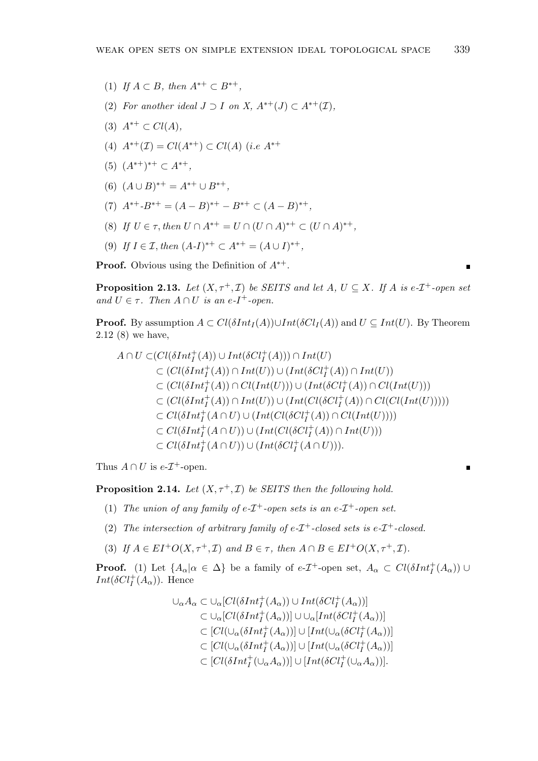(1) *If* $A \subset B$, *then* $A^{*+} \subset B^{*+}$,

(2) *For another ideal* $J \supset I$ *on* $X$, $A^{*+}(J) \subset A^{*+}(\mathcal{I})$,

(3) $A^{*+} \subset Cl(A)$,

(4) $A^{*+}(\mathcal{I}) = Cl(A^{*+}) \subset Cl(A)$ *(i.e* $A^{*+}$

(5) $(A^{*+})^{*+} \subset A^{*+}$,

(6) $(A \cup B)^{*+} = A^{*+} \cup B^{*+}$,

(7) $A^{*+}$-$B^{*+} = (A - B)^{*+} - B^{*+} \subset (A - B)^{*+}$,

(8) *If* $U \in \tau$, *then* $U \cap A^{*+} = U \cap (U \cap A)^{*+} \subset (U \cap A)^{*+}$,

(9) *If* $I \in \mathcal{I}$, *then* $(A\text{-}I)^{*+} \subset A^{*+} = (A \cup I)^{*+}$,

**Proof.** Obvious using the Definition of $A^{*+}$. ∎

**Proposition 2.13.** *Let* $(X, \tau^+, \mathcal{I})$ *be SEITS and let* $A$, $U \subseteq X$. *If* $A$ *is* $e$-$\mathcal{I}^+$*-open set and* $U \in \tau$. *Then* $A \cap U$ *is an* $e$-$I^+$*-open.*

**Proof.** By assumption $A \subset Cl(\delta Int_I(A)) \cup Int(\delta Cl_I(A))$ and $U \subseteq Int(U)$. By Theorem 2.12 (8) we have,

$$
\begin{aligned}
A \cap U \subset & (Cl(\delta Int_I^+(A)) \cup Int(\delta Cl_I^+(A))) \cap Int(U) \\
& \subset (Cl(\delta Int_I^+(A)) \cap Int(U)) \cup (Int(\delta Cl_I^+(A)) \cap Int(U)) \\
& \subset (Cl(\delta Int_I^+(A)) \cap Cl(Int(U))) \cup (Int(\delta Cl_I^+(A)) \cap Cl(Int(U))) \\
& \subset (Cl(\delta Int_I^+(A)) \cap Int(U)) \cup (Int(Cl(\delta Cl_I^+(A)) \cap Cl(Cl(Int(U))))) \\
& \subset Cl(\delta Int_I^+(A \cap U) \cup (Int(Cl(\delta Cl_I^+(A)) \cap Cl(Int(U)))) \\
& \subset Cl(\delta Int_I^+(A \cap U)) \cup (Int(Cl(\delta Cl_I^+(A)) \cap Int(U))) \\
& \subset Cl(\delta Int_I^+(A \cap U)) \cup (Int(\delta Cl_I^+(A \cap U))).
\end{aligned}
$$

Thus $A \cap U$ is $e$-$\mathcal{I}^+$-open. ∎

**Proposition 2.14.** *Let* $(X, \tau^+, \mathcal{I})$ *be SEITS then the following hold.*

(1) *The union of any family of* $e$-$\mathcal{I}^+$*-open sets is an* $e$-$\mathcal{I}^+$*-open set.*

(2) *The intersection of arbitrary family of* $e$-$\mathcal{I}^+$*-closed sets is* $e$-$\mathcal{I}^+$*-closed.*

(3) *If* $A \in EI^+O(X, \tau^+, \mathcal{I})$ *and* $B \in \tau$, *then* $A \cap B \in EI^+O(X, \tau^+, \mathcal{I})$.

**Proof.** (1) Let $\{A_\alpha | \alpha \in \Delta\}$ be a family of $e$-$\mathcal{I}^+$-open set, $A_\alpha \subset Cl(\delta Int_I^+(A_\alpha)) \cup Int(\delta Cl_I^+(A_\alpha))$. Hence

$$
\begin{aligned}
\cup_\alpha A_\alpha & \subset \cup_\alpha [Cl(\delta Int_I^+(A_\alpha)) \cup Int(\delta Cl_I^+(A_\alpha))] \\
& \subset \cup_\alpha [Cl(\delta Int_I^+(A_\alpha))] \cup \cup_\alpha [Int(\delta Cl_I^+(A_\alpha))] \\
& \subset [Cl(\cup_\alpha (\delta Int_I^+(A_\alpha))] \cup [Int(\cup_\alpha (\delta Cl_I^+(A_\alpha))] \\
& \subset [Cl(\cup_\alpha (\delta Int_I^+(A_\alpha))] \cup [Int(\cup_\alpha (\delta Cl_I^+(A_\alpha))] \\
& \subset [Cl(\delta Int_I^+(\cup_\alpha A_\alpha))] \cup [Int(\delta Cl_I^+(\cup_\alpha A_\alpha))].
\end{aligned}
$$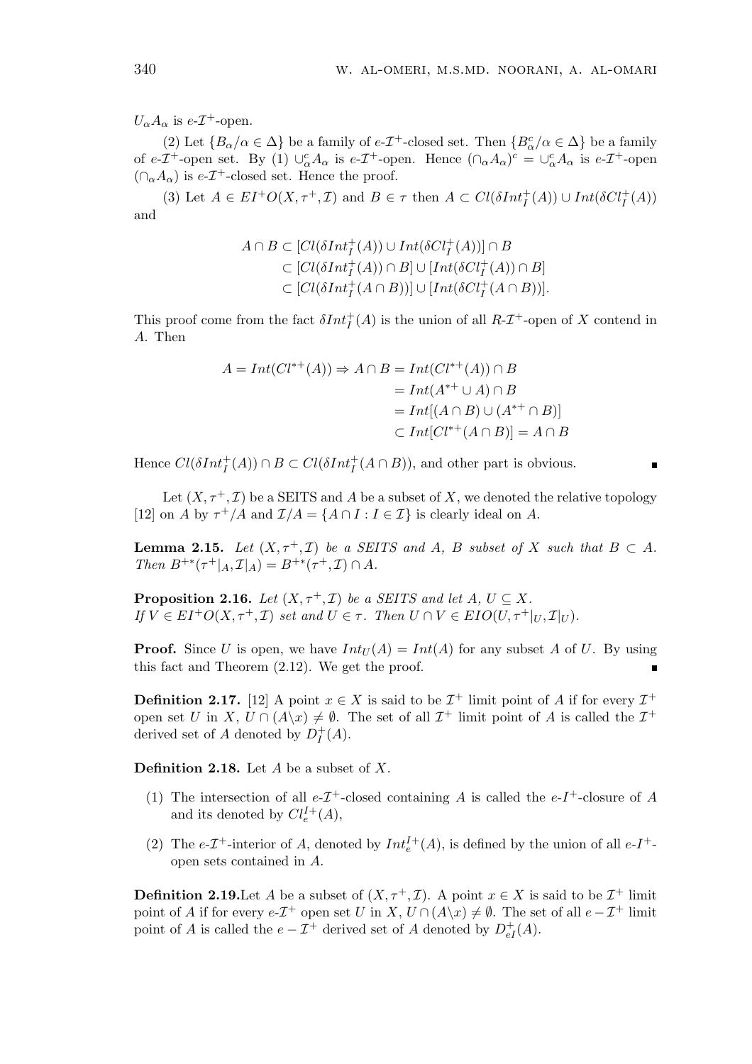$U_\alpha A_\alpha$ is $e$-$\mathcal{I}^+$-open.

(2) Let $\{B_\alpha/\alpha \in \Delta\}$ be a family of $e$-$\mathcal{I}^+$-closed set. Then $\{B^c_\alpha/\alpha \in \Delta\}$ be a family of $e$-$\mathcal{I}^+$-open set. By (1) $\cup^c_\alpha A_\alpha$ is $e$-$\mathcal{I}^+$-open. Hence $(\cap_\alpha A_\alpha)^c = \cup^c_\alpha A_\alpha$ is $e$-$\mathcal{I}^+$-open $(\cap_\alpha A_\alpha)$ is $e$-$\mathcal{I}^+$-closed set. Hence the proof.

(3) Let $A \in EI^+O(X, \tau^+, \mathcal{I})$ and $B \in \tau$ then $A \subset Cl(\delta Int^+_I(A)) \cup Int(\delta Cl^+_I(A))$ and

$$
\begin{aligned}
A \cap B &\subset [Cl(\delta Int^+_I(A)) \cup Int(\delta Cl^+_I(A))] \cap B \\
&\subset [Cl(\delta Int^+_I(A)) \cap B] \cup [Int(\delta Cl^+_I(A)) \cap B] \\
&\subset [Cl(\delta Int^+_I(A \cap B))] \cup [Int(\delta Cl^+_I(A \cap B))].
\end{aligned}
$$

This proof come from the fact $\delta Int^+_I(A)$ is the union of all $R$-$\mathcal{I}^+$-open of $X$ contend in $A$. Then

$$
\begin{aligned}
A = Int(Cl^{*+}(A)) \Rightarrow A \cap B &= Int(Cl^{*+}(A)) \cap B \\
&= Int(A^{*+} \cup A) \cap B \\
&= Int[(A \cap B) \cup (A^{*+} \cap B)] \\
&\subset Int[Cl^{*+}(A \cap B)] = A \cap B
\end{aligned}
$$

Hence $Cl(\delta Int^+_I(A)) \cap B \subset Cl(\delta Int^+_I(A \cap B))$, and other part is obvious. ∎

Let $(X, \tau^+, \mathcal{I})$ be a SEITS and $A$ be a subset of $X$, we denoted the relative topology [12] on $A$ by $\tau^+/A$ and $\mathcal{I}/A = \{A \cap I : I \in \mathcal{I}\}$ is clearly ideal on $A$.

**Lemma 2.15.** *Let $(X, \tau^+, \mathcal{I})$ be a SEITS and $A$, $B$ subset of $X$ such that $B \subset A$. Then $B^{+*}(\tau^+|_A, \mathcal{I}|_A) = B^{+*}(\tau^+, \mathcal{I}) \cap A$.*

**Proposition 2.16.** *Let $(X, \tau^+, \mathcal{I})$ be a SEITS and let $A$, $U \subseteq X$. If $V \in EI^+O(X, \tau^+, \mathcal{I})$ set and $U \in \tau$. Then $U \cap V \in EIO(U, \tau^+|_U, \mathcal{I}|_U)$.*

**Proof.** Since $U$ is open, we have $Int_U(A) = Int(A)$ for any subset $A$ of $U$. By using this fact and Theorem (2.12). We get the proof. ∎

**Definition 2.17.** [12] A point $x \in X$ is said to be $\mathcal{I}^+$ limit point of $A$ if for every $\mathcal{I}^+$ open set $U$ in $X$, $U \cap (A \backslash x) \neq \emptyset$. The set of all $\mathcal{I}^+$ limit point of $A$ is called the $\mathcal{I}^+$ derived set of $A$ denoted by $D^+_I(A)$.

**Definition 2.18.** Let $A$ be a subset of $X$.

1. The intersection of all $e$-$\mathcal{I}^+$-closed containing $A$ is called the $e$-$I^+$-closure of $A$ and its denoted by $Cl^{I+}_e(A)$,
2. The $e$-$\mathcal{I}^+$-interior of $A$, denoted by $Int^{I+}_e(A)$, is defined by the union of all $e$-$I^+$-open sets contained in $A$.

**Definition 2.19.** Let $A$ be a subset of $(X, \tau^+, \mathcal{I})$. A point $x \in X$ is said to be $\mathcal{I}^+$ limit point of $A$ if for every $e$-$\mathcal{I}^+$ open set $U$ in $X$, $U \cap (A \backslash x) \neq \emptyset$. The set of all $e - \mathcal{I}^+$ limit point of $A$ is called the $e - \mathcal{I}^+$ derived set of $A$ denoted by $D^+_{eI}(A)$.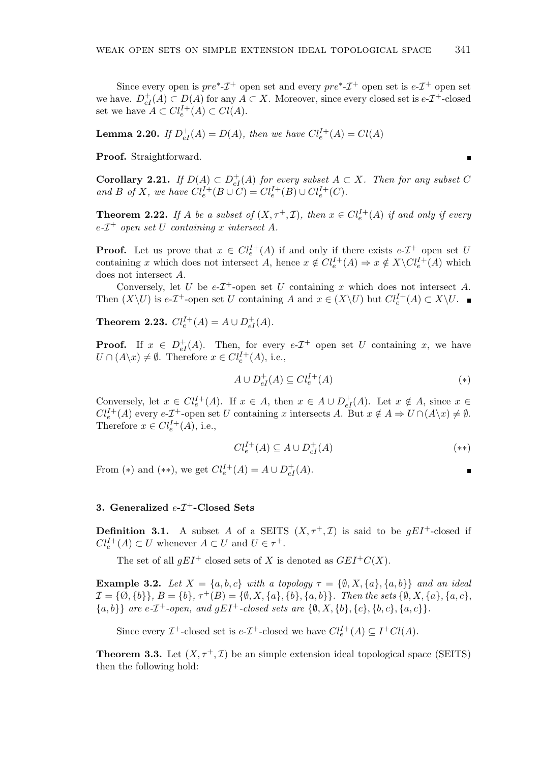Since every open is $pre^*$-$\mathcal{I}^+$ open set and every $pre^*$-$\mathcal{I}^+$ open set is $e$-$\mathcal{I}^+$ open set we have. $D^+_{eI}(A) \subset D(A)$ for any $A \subset X$. Moreover, since every closed set is $e$-$\mathcal{I}^+$-closed set we have $A \subset Cl^{I+}_e(A) \subset Cl(A)$.

**Lemma 2.20.** *If $D^+_{eI}(A) = D(A)$, then we have $Cl^{I+}_e(A) = Cl(A)$*

**Proof.** Straightforward. ∎

**Corollary 2.21.** *If $D(A) \subset D^+_{eI}(A)$ for every subset $A \subset X$. Then for any subset $C$ and $B$ of $X$, we have $Cl^{I+}_e(B \cup C) = Cl^{I+}_e(B) \cup Cl^{I+}_e(C)$.*

**Theorem 2.22.** *If $A$ be a subset of $(X, \tau^+, \mathcal{I})$, then $x \in Cl^{I+}_e(A)$ if and only if every $e$-$\mathcal{I}^+$ open set $U$ containing $x$ intersect $A$.*

**Proof.** Let us prove that $x \in Cl^{I+}_e(A)$ if and only if there exists $e$-$\mathcal{I}^+$ open set $U$ containing $x$ which does not intersect $A$, hence $x \notin Cl^{I+}_e(A) \Rightarrow x \notin X \backslash Cl^{I+}_e(A)$ which does not intersect $A$.

Conversely, let $U$ be $e$-$\mathcal{I}^+$-open set $U$ containing $x$ which does not intersect $A$. Then $(X \backslash U)$ is $e$-$\mathcal{I}^+$-open set $U$ containing $A$ and $x \in (X \backslash U)$ but $Cl^{I+}_e(A) \subset X \backslash U$. ∎

**Theorem 2.23.** $Cl^{I+}_e(A) = A \cup D^+_{eI}(A)$.

**Proof.** If $x \in D^+_{eI}(A)$. Then, for every $e$-$\mathcal{I}^+$ open set $U$ containing $x$, we have $U \cap (A \backslash x) \neq \emptyset$. Therefore $x \in Cl^{I+}_e(A)$, i.e.,

$$A \cup D^+_{eI}(A) \subseteq Cl^{I+}_e(A) \tag{$*$}$$

Conversely, let $x \in Cl^{I+}_e(A)$. If $x \in A$, then $x \in A \cup D^+_{eI}(A)$. Let $x \notin A$, since $x \in Cl^{I+}_e(A)$ every $e$-$\mathcal{I}^+$-open set $U$ containing $x$ intersects $A$. But $x \notin A \Rightarrow U \cap (A \backslash x) \neq \emptyset$. Therefore $x \in Cl^{I+}_e(A)$, i.e.,

$$Cl^{I+}_e(A) \subseteq A \cup D^+_{eI}(A) \tag{$**$}$$

From $(*)$ and $(**)$, we get $Cl^{I+}_e(A) = A \cup D^+_{eI}(A)$. ∎

## 3. Generalized $e$-$\mathcal{I}^+$-Closed Sets

**Definition 3.1.** A subset $A$ of a SEITS $(X, \tau^+, \mathcal{I})$ is said to be $gEI^+$-closed if $Cl^{I+}_e(A) \subset U$ whenever $A \subset U$ and $U \in \tau^+$.

The set of all $gEI^+$ closed sets of $X$ is denoted as $GEI^+C(X)$.

**Example 3.2.** *Let $X = \{a, b, c\}$ with a topology $\tau = \{\emptyset, X, \{a\}, \{a, b\}\}$ and an ideal $\mathcal{I} = \{\emptyset, \{b\}\}$, $B = \{b\}$, $\tau^+(B) = \{\emptyset, X, \{a\}, \{b\}, \{a, b\}\}$. Then the sets $\{\emptyset, X, \{a\}, \{a, c\}, \{a, b\}\}$ are $e$-$\mathcal{I}^+$-open, and $gEI^+$-closed sets are $\{\emptyset, X, \{b\}, \{c\}, \{b, c\}, \{a, c\}\}$.*

Since every $\mathcal{I}^+$-closed set is $e$-$\mathcal{I}^+$-closed we have $Cl^{I+}_e(A) \subseteq I^+Cl(A)$.

**Theorem 3.3.** Let $(X, \tau^+, \mathcal{I})$ be an simple extension ideal topological space (SEITS) then the following hold: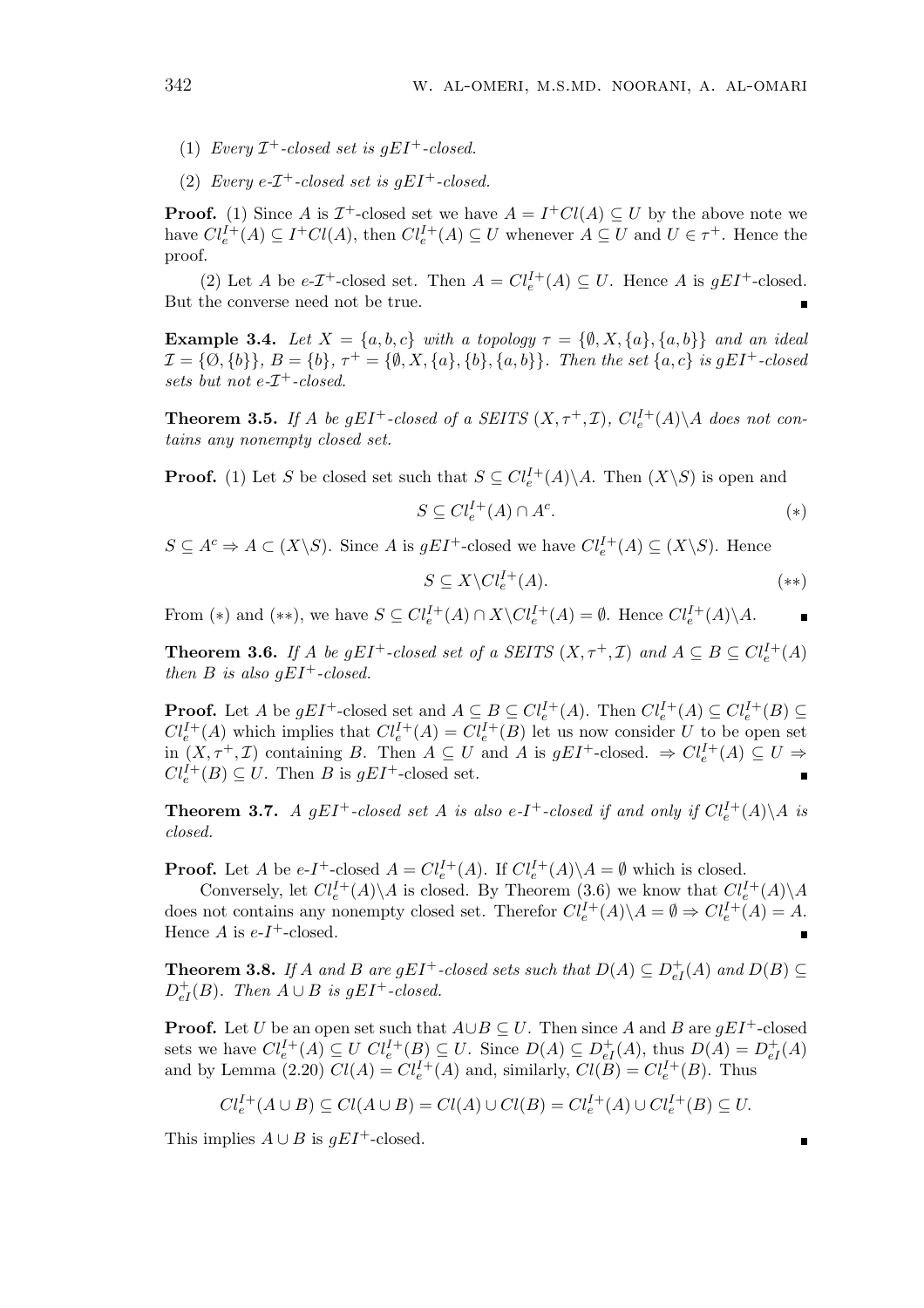(1) *Every $\mathcal{I}^+$-closed set is $gEI^+$-closed.*

(2) *Every $e$-$\mathcal{I}^+$-closed set is $gEI^+$-closed.*

**Proof.** (1) Since $A$ is $\mathcal{I}^+$-closed set we have $A = I^+Cl(A) \subseteq U$ by the above note we have $Cl_e^{I+}(A) \subseteq I^+Cl(A)$, then $Cl_e^{I+}(A) \subseteq U$ whenever $A \subseteq U$ and $U \in \tau^+$. Hence the proof.

(2) Let $A$ be $e$-$\mathcal{I}^+$-closed set. Then $A = Cl_e^{I+}(A) \subseteq U$. Hence $A$ is $gEI^+$-closed. But the converse need not be true. ∎

**Example 3.4.** *Let $X = \{a, b, c\}$ with a topology $\tau = \{\emptyset, X, \{a\}, \{a, b\}\}$ and an ideal $\mathcal{I} = \{\emptyset, \{b\}\}$, $B = \{b\}$, $\tau^+ = \{\emptyset, X, \{a\}, \{b\}, \{a, b\}\}$. Then the set $\{a, c\}$ is $gEI^+$-closed sets but not $e$-$\mathcal{I}^+$-closed.*

**Theorem 3.5.** *If $A$ be $gEI^+$-closed of a SEITS $(X, \tau^+, \mathcal{I})$, $Cl_e^{I+}(A)\backslash A$ does not contains any nonempty closed set.*

**Proof.** (1) Let $S$ be closed set such that $S \subseteq Cl_e^{I+}(A)\backslash A$. Then $(X\backslash S)$ is open and

$$S \subseteq Cl_e^{I+}(A) \cap A^c. \qquad (*)$$

$S \subseteq A^c \Rightarrow A \subset (X\backslash S)$. Since $A$ is $gEI^+$-closed we have $Cl_e^{I+}(A) \subseteq (X\backslash S)$. Hence

$$S \subseteq X\backslash Cl_e^{I+}(A). \qquad (**)$$

From $(*)$ and $(**)$, we have $S \subseteq Cl_e^{I+}(A) \cap X\backslash Cl_e^{I+}(A) = \emptyset$. Hence $Cl_e^{I+}(A)\backslash A$. ∎

**Theorem 3.6.** *If $A$ be $gEI^+$-closed set of a SEITS $(X, \tau^+, \mathcal{I})$ and $A \subseteq B \subseteq Cl_e^{I+}(A)$ then $B$ is also $gEI^+$-closed.*

**Proof.** Let $A$ be $gEI^+$-closed set and $A \subseteq B \subseteq Cl_e^{I+}(A)$. Then $Cl_e^{I+}(A) \subseteq Cl_e^{I+}(B) \subseteq Cl_e^{I+}(A)$ which implies that $Cl_e^{I+}(A) = Cl_e^{I+}(B)$ let us now consider $U$ to be open set in $(X, \tau^+, \mathcal{I})$ containing $B$. Then $A \subseteq U$ and $A$ is $gEI^+$-closed. $\Rightarrow Cl_e^{I+}(A) \subseteq U \Rightarrow Cl_e^{I+}(B) \subseteq U$. Then $B$ is $gEI^+$-closed set. ∎

**Theorem 3.7.** *A $gEI^+$-closed set $A$ is also $e$-$I^+$-closed if and only if $Cl_e^{I+}(A)\backslash A$ is closed.*

**Proof.** Let $A$ be $e$-$I^+$-closed $A = Cl_e^{I+}(A)$. If $Cl_e^{I+}(A)\backslash A = \emptyset$ which is closed.

Conversely, let $Cl_e^{I+}(A)\backslash A$ is closed. By Theorem (3.6) we know that $Cl_e^{I+}(A)\backslash A$ does not contains any nonempty closed set. Therefor $Cl_e^{I+}(A)\backslash A = \emptyset \Rightarrow Cl_e^{I+}(A) = A$. Hence $A$ is $e$-$I^+$-closed. ∎

**Theorem 3.8.** *If $A$ and $B$ are $gEI^+$-closed sets such that $D(A) \subseteq D_{eI}^+(A)$ and $D(B) \subseteq D_{eI}^+(B)$. Then $A \cup B$ is $gEI^+$-closed.*

**Proof.** Let $U$ be an open set such that $A \cup B \subseteq U$. Then since $A$ and $B$ are $gEI^+$-closed sets we have $Cl_e^{I+}(A) \subseteq U$ $Cl_e^{I+}(B) \subseteq U$. Since $D(A) \subseteq D_{eI}^+(A)$, thus $D(A) = D_{eI}^+(A)$ and by Lemma (2.20) $Cl(A) = Cl_e^{I+}(A)$ and, similarly, $Cl(B) = Cl_e^{I+}(B)$. Thus

$$Cl_e^{I+}(A \cup B) \subseteq Cl(A \cup B) = Cl(A) \cup Cl(B) = Cl_e^{I+}(A) \cup Cl_e^{I+}(B) \subseteq U.$$

This implies $A \cup B$ is $gEI^+$-closed. ∎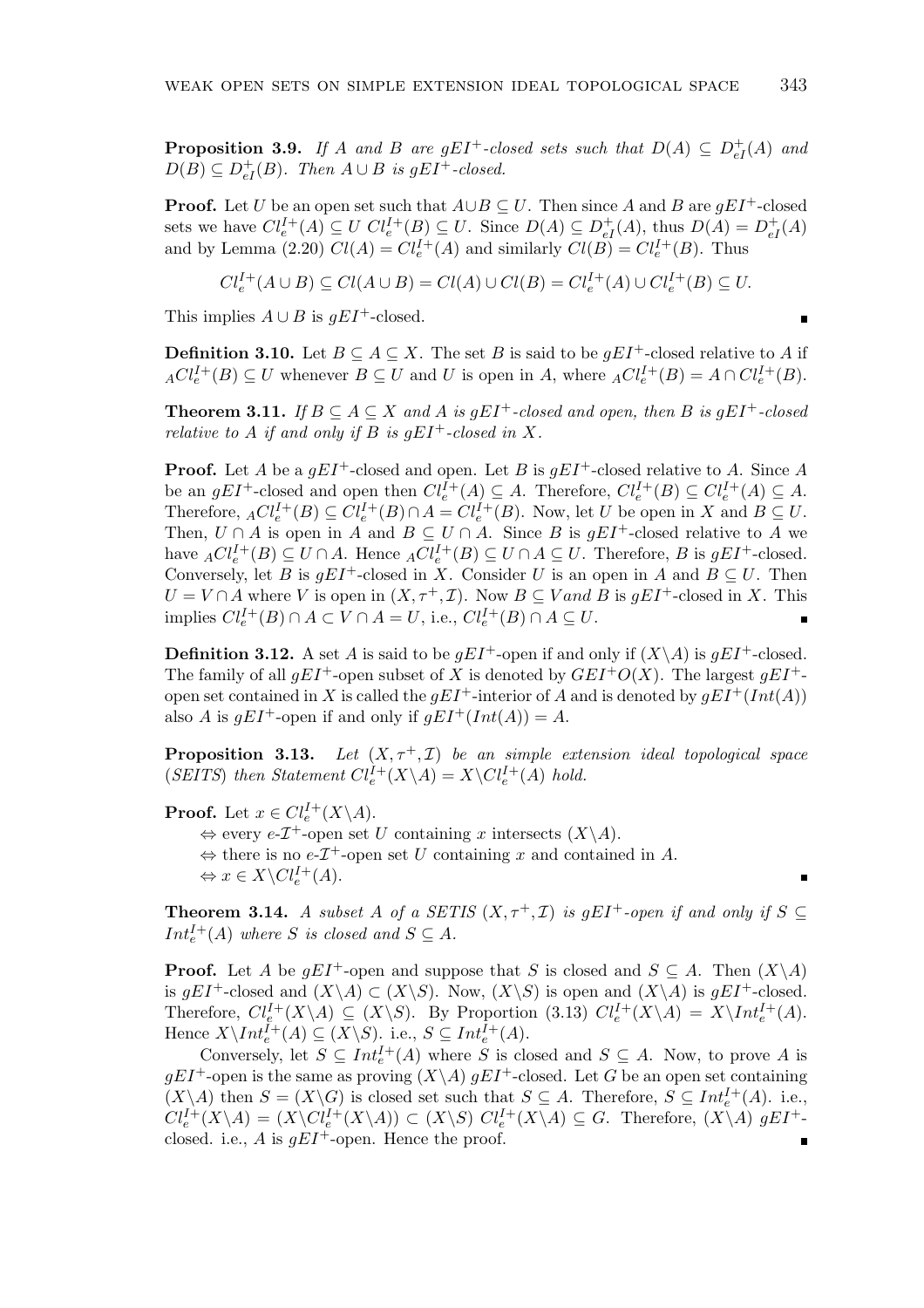**Proposition 3.9.** *If $A$ and $B$ are $gEI^+$-closed sets such that $D(A) \subseteq D^+_{eI}(A)$ and $D(B) \subseteq D^+_{eI}(B)$. Then $A \cup B$ is $gEI^+$-closed.*

**Proof.** Let $U$ be an open set such that $A \cup B \subseteq U$. Then since $A$ and $B$ are $gEI^+$-closed sets we have $Cl^{I+}_e(A) \subseteq U$ $Cl^{I+}_e(B) \subseteq U$. Since $D(A) \subseteq D^+_{eI}(A)$, thus $D(A) = D^+_{eI}(A)$ and by Lemma (2.20) $Cl(A) = Cl^{I+}_e(A)$ and similarly $Cl(B) = Cl^{I+}_e(B)$. Thus

$$Cl^{I+}_e(A \cup B) \subseteq Cl(A \cup B) = Cl(A) \cup Cl(B) = Cl^{I+}_e(A) \cup Cl^{I+}_e(B) \subseteq U.$$

This implies $A \cup B$ is $gEI^+$-closed. ∎

**Definition 3.10.** Let $B \subseteq A \subseteq X$. The set $B$ is said to be $gEI^+$-closed relative to $A$ if ${}_ACl^{I+}_e(B) \subseteq U$ whenever $B \subseteq U$ and $U$ is open in $A$, where ${}_ACl^{I+}_e(B) = A \cap Cl^{I+}_e(B)$.

**Theorem 3.11.** *If $B \subseteq A \subseteq X$ and $A$ is $gEI^+$-closed and open, then $B$ is $gEI^+$-closed relative to $A$ if and only if $B$ is $gEI^+$-closed in $X$.*

**Proof.** Let $A$ be a $gEI^+$-closed and open. Let $B$ is $gEI^+$-closed relative to $A$. Since $A$ be an $gEI^+$-closed and open then $Cl^{I+}_e(A) \subseteq A$. Therefore, $Cl^{I+}_e(B) \subseteq Cl^{I+}_e(A) \subseteq A$. Therefore, ${}_ACl^{I+}_e(B) \subseteq Cl^{I+}_e(B) \cap A = Cl^{I+}_e(B)$. Now, let $U$ be open in $X$ and $B \subseteq U$. Then, $U \cap A$ is open in $A$ and $B \subseteq U \cap A$. Since $B$ is $gEI^+$-closed relative to $A$ we have ${}_ACl^{I+}_e(B) \subseteq U \cap A$. Hence ${}_ACl^{I+}_e(B) \subseteq U \cap A \subseteq U$. Therefore, $B$ is $gEI^+$-closed. Conversely, let $B$ is $gEI^+$-closed in $X$. Consider $U$ is an open in $A$ and $B \subseteq U$. Then $U = V \cap A$ where $V$ is open in $(X, \tau^+, \mathcal{I})$. Now $B \subseteq V and$ $B$ is $gEI^+$-closed in $X$. This implies $Cl^{I+}_e(B) \cap A \subset V \cap A = U$, i.e., $Cl^{I+}_e(B) \cap A \subseteq U$. ∎

**Definition 3.12.** A set $A$ is said to be $gEI^+$-open if and only if $(X \backslash A)$ is $gEI^+$-closed. The family of all $gEI^+$-open subset of $X$ is denoted by $GEI^+O(X)$. The largest $gEI^+$-open set contained in $X$ is called the $gEI^+$-interior of $A$ and is denoted by $gEI^+(Int(A))$ also $A$ is $gEI^+$-open if and only if $gEI^+(Int(A)) = A$.

**Proposition 3.13.** *Let $(X, \tau^+, \mathcal{I})$ be an simple extension ideal topological space (SEITS) then Statement $Cl^{I+}_e(X \backslash A) = X \backslash Cl^{I+}_e(A)$ hold.*

**Proof.** Let $x \in Cl^{I+}_e(X \backslash A)$.

$\Leftrightarrow$ every $e$-$\mathcal{I}^+$-open set $U$ containing $x$ intersects $(X \backslash A)$.

$\Leftrightarrow$ there is no $e$-$\mathcal{I}^+$-open set $U$ containing $x$ and contained in $A$.

$\Leftrightarrow x \in X \backslash Cl^{I+}_e(A)$. ∎

**Theorem 3.14.** *A subset $A$ of a SETIS $(X, \tau^+, \mathcal{I})$ is $gEI^+$-open if and only if $S \subseteq Int^{I+}_e(A)$ where $S$ is closed and $S \subseteq A$.*

**Proof.** Let $A$ be $gEI^+$-open and suppose that $S$ is closed and $S \subseteq A$. Then $(X \backslash A)$ is $gEI^+$-closed and $(X \backslash A) \subset (X \backslash S)$. Now, $(X \backslash S)$ is open and $(X \backslash A)$ is $gEI^+$-closed. Therefore, $Cl^{I+}_e(X \backslash A) \subseteq (X \backslash S)$. By Proportion (3.13) $Cl^{I+}_e(X \backslash A) = X \backslash Int^{I+}_e(A)$. Hence $X \backslash Int^{I+}_e(A) \subseteq (X \backslash S)$. i.e., $S \subseteq Int^{I+}_e(A)$.

Conversely, let $S \subseteq Int^{I+}_e(A)$ where $S$ is closed and $S \subseteq A$. Now, to prove $A$ is $gEI^+$-open is the same as proving $(X \backslash A)$ $gEI^+$-closed. Let $G$ be an open set containing $(X \backslash A)$ then $S = (X \backslash G)$ is closed set such that $S \subseteq A$. Therefore, $S \subseteq Int^{I+}_e(A)$. i.e., $Cl^{I+}_e(X \backslash A) = (X \backslash Cl^{I+}_e(X \backslash A)) \subset (X \backslash S)$ $Cl^{I+}_e(X \backslash A) \subseteq G$. Therefore, $(X \backslash A)$ $gEI^+$-closed. i.e., $A$ is $gEI^+$-open. Hence the proof. ∎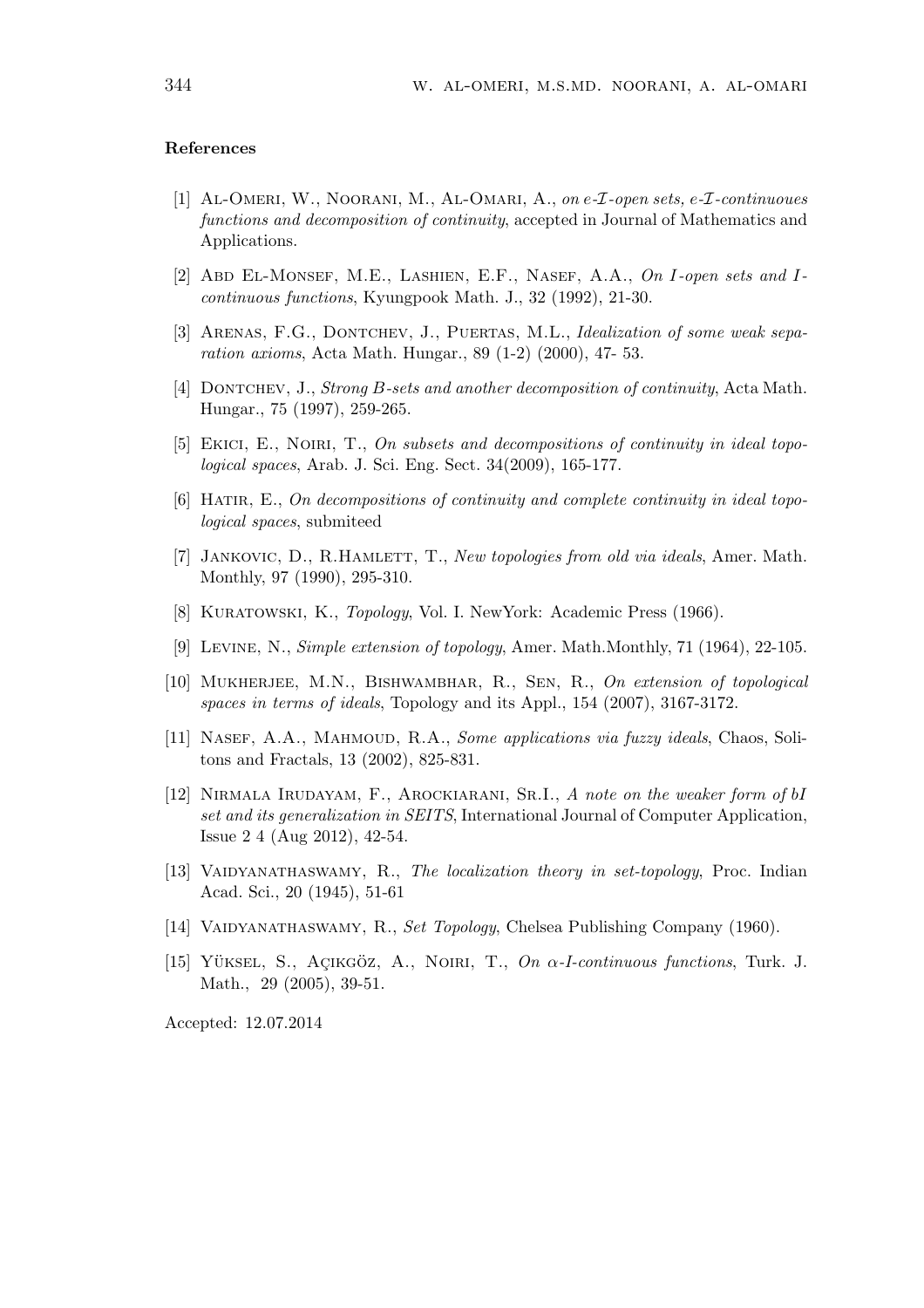### References

[1] Al-Omeri, W., Noorani, M., Al-Omari, A., *on e-$\mathcal{I}$-open sets, e-$\mathcal{I}$-continuoues functions and decomposition of continuity*, accepted in Journal of Mathematics and Applications.

[2] Abd El-Monsef, M.E., Lashien, E.F., Nasef, A.A., *On I-open sets and I-continuous functions*, Kyungpook Math. J., 32 (1992), 21-30.

[3] Arenas, F.G., Dontchev, J., Puertas, M.L., *Idealization of some weak separation axioms*, Acta Math. Hungar., 89 (1-2) (2000), 47- 53.

[4] Dontchev, J., *Strong B-sets and another decomposition of continuity*, Acta Math. Hungar., 75 (1997), 259-265.

[5] Ekici, E., Noiri, T., *On subsets and decompositions of continuity in ideal topological spaces*, Arab. J. Sci. Eng. Sect. 34(2009), 165-177.

[6] Hatir, E., *On decompositions of continuity and complete continuity in ideal topological spaces*, submiteed

[7] Jankovic, D., R.Hamlett, T., *New topologies from old via ideals*, Amer. Math. Monthly, 97 (1990), 295-310.

[8] Kuratowski, K., *Topology*, Vol. I. NewYork: Academic Press (1966).

[9] Levine, N., *Simple extension of topology*, Amer. Math.Monthly, 71 (1964), 22-105.

[10] Mukherjee, M.N., Bishwambhar, R., Sen, R., *On extension of topological spaces in terms of ideals*, Topology and its Appl., 154 (2007), 3167-3172.

[11] Nasef, A.A., Mahmoud, R.A., *Some applications via fuzzy ideals*, Chaos, Solitons and Fractals, 13 (2002), 825-831.

[12] Nirmala Irudayam, F., Arockiarani, Sr.I., *A note on the weaker form of bI set and its generalization in SEITS*, International Journal of Computer Application, Issue 2 4 (Aug 2012), 42-54.

[13] Vaidyanathaswamy, R., *The localization theory in set-topology*, Proc. Indian Acad. Sci., 20 (1945), 51-61

[14] Vaidyanathaswamy, R., *Set Topology*, Chelsea Publishing Company (1960).

[15] Yüksel, S., Açikgöz, A., Noiri, T., *On $\alpha$-I-continuous functions*, Turk. J. Math., 29 (2005), 39-51.

Accepted: 12.07.2014